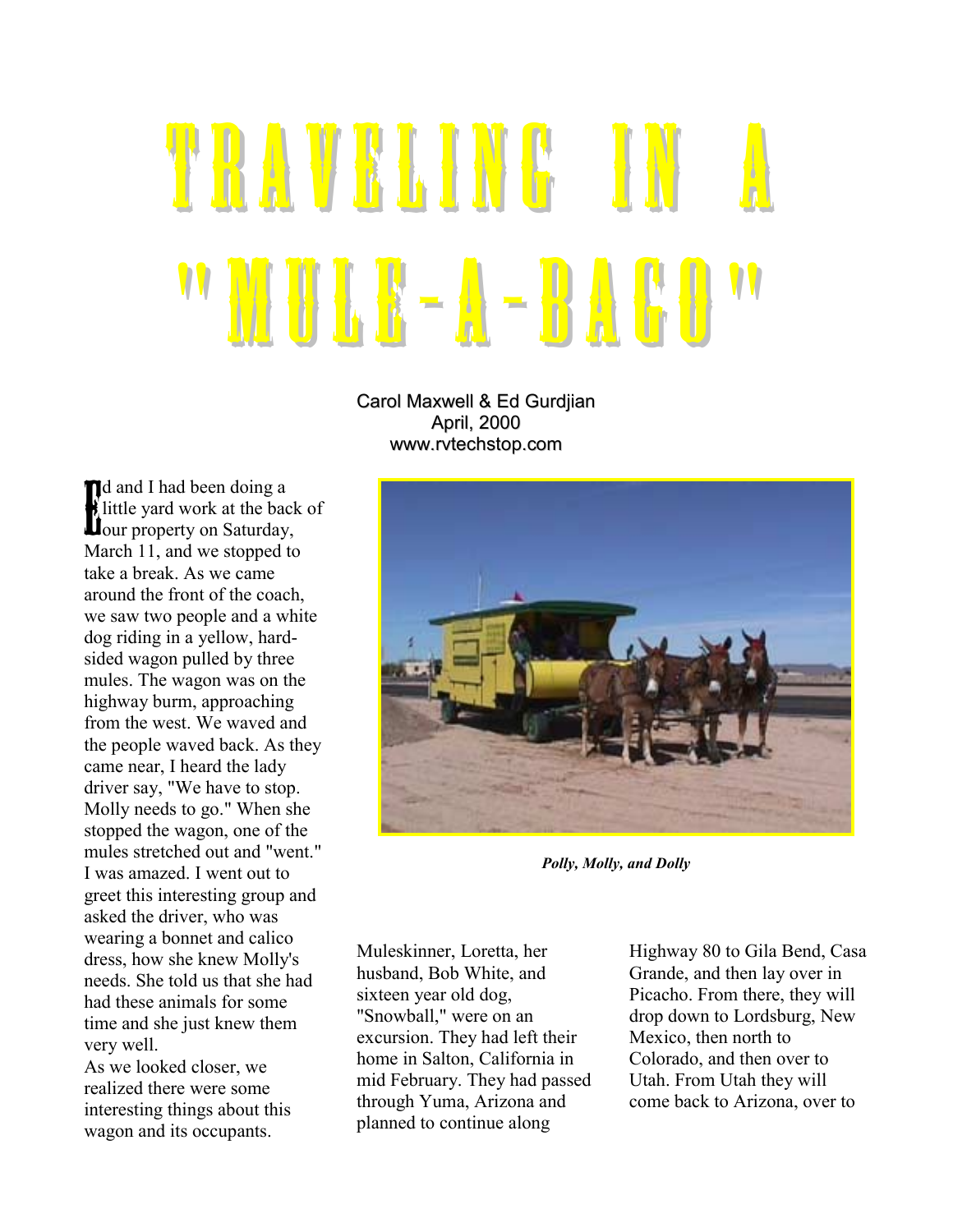# TRAVELING IN A "MULE-A-BAGO"

Carol Maxwell & Ed Gurdjian
April, 2000
www.rvtechstop.com

Ed and I had been doing a little yard work at the back of our property on Saturday, March 11, and we stopped to take a break. As we came around the front of the coach, we saw two people and a white dog riding in a yellow, hard-sided wagon pulled by three mules. The wagon was on the highway burm, approaching from the west. We waved and the people waved back. As they came near, I heard the lady driver say, "We have to stop. Molly needs to go." When she stopped the wagon, one of the mules stretched out and "went." I was amazed. I went out to greet this interesting group and asked the driver, who was wearing a bonnet and calico dress, how she knew Molly's needs. She told us that she had had these animals for some time and she just knew them very well.

As we looked closer, we realized there were some interesting things about this wagon and its occupants.

*Polly, Molly, and Dolly*

Muleskinner, Loretta, her husband, Bob White, and sixteen year old dog, "Snowball," were on an excursion. They had left their home in Salton, California in mid February. They had passed through Yuma, Arizona and planned to continue along Highway 80 to Gila Bend, Casa Grande, and then lay over in Picacho. From there, they will drop down to Lordsburg, New Mexico, then north to Colorado, and then over to Utah. From Utah they will come back to Arizona, over to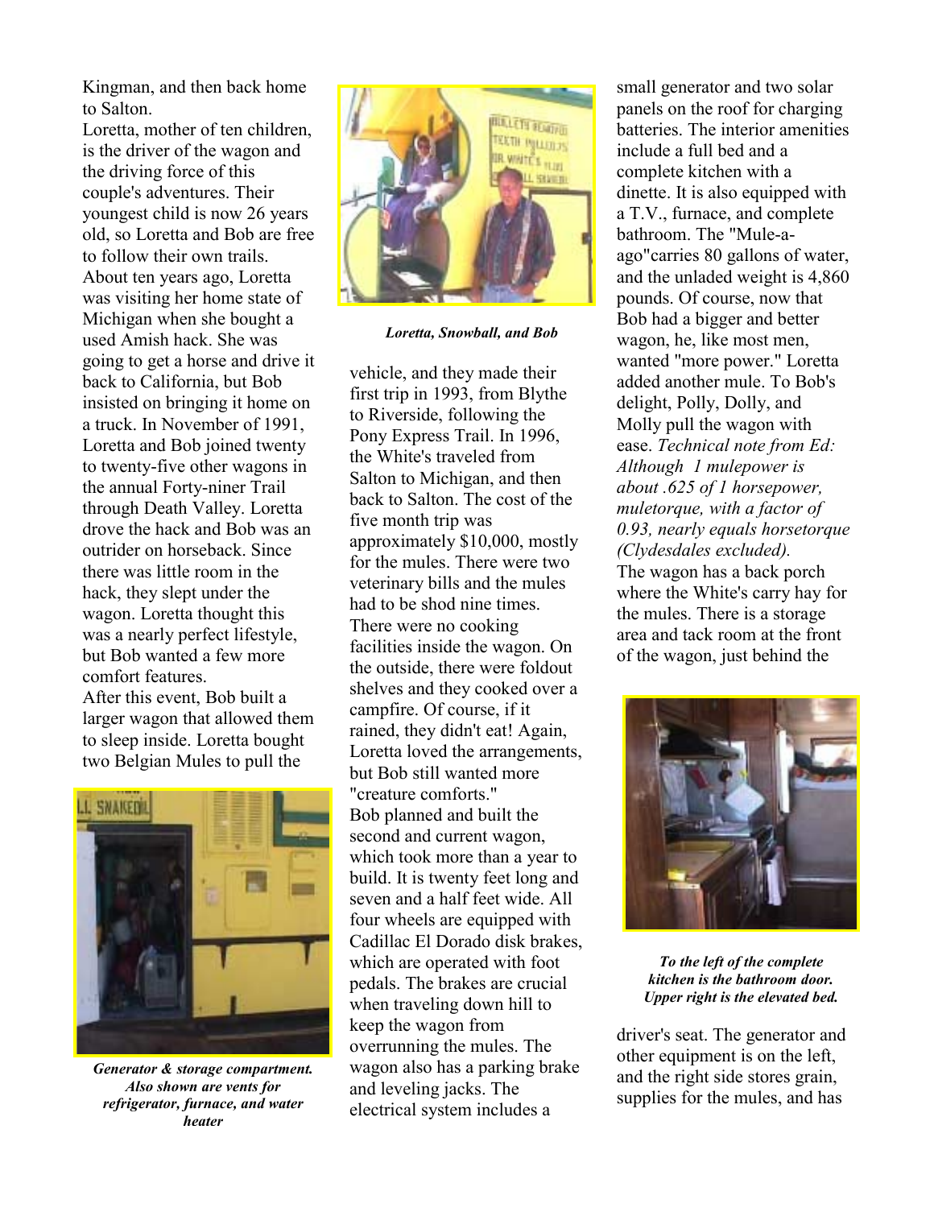Kingman, and then back home to Salton.

Loretta, mother of ten children, is the driver of the wagon and the driving force of this couple's adventures. Their youngest child is now 26 years old, so Loretta and Bob are free to follow their own trails.

About ten years ago, Loretta was visiting her home state of Michigan when she bought a used Amish hack. She was going to get a horse and drive it back to California, but Bob insisted on bringing it home on a truck. In November of 1991, Loretta and Bob joined twenty to twenty-five other wagons in the annual Forty-niner Trail through Death Valley. Loretta drove the hack and Bob was an outrider on horseback. Since there was little room in the hack, they slept under the wagon. Loretta thought this was a nearly perfect lifestyle, but Bob wanted a few more comfort features.

After this event, Bob built a larger wagon that allowed them to sleep inside. Loretta bought two Belgian Mules to pull the vehicle, and they made their first trip in 1993, from Blythe to Riverside, following the Pony Express Trail. In 1996, the White's traveled from Salton to Michigan, and then back to Salton. The cost of the five month trip was approximately $10,000, mostly for the mules. There were two veterinary bills and the mules had to be shod nine times. There were no cooking facilities inside the wagon. On the outside, there were foldout shelves and they cooked over a campfire. Of course, if it rained, they didn't eat! Again, Loretta loved the arrangements, but Bob still wanted more "creature comforts."

***Generator & storage compartment. Also shown are vents for refrigerator, furnace, and water heater***

***Loretta, Snowball, and Bob***

Bob planned and built the second and current wagon, which took more than a year to build. It is twenty feet long and seven and a half feet wide. All four wheels are equipped with Cadillac El Dorado disk brakes, which are operated with foot pedals. The brakes are crucial when traveling down hill to keep the wagon from overrunning the mules. The wagon also has a parking brake and leveling jacks. The electrical system includes a small generator and two solar panels on the roof for charging batteries. The interior amenities include a full bed and a complete kitchen with a dinette. It is also equipped with a T.V., furnace, and complete bathroom. The "Mule-a-ago"carries 80 gallons of water, and the unladed weight is 4,860 pounds. Of course, now that Bob had a bigger and better wagon, he, like most men, wanted "more power." Loretta added another mule. To Bob's delight, Polly, Dolly, and Molly pull the wagon with ease. *Technical note from Ed: Although 1 mulepower is about .625 of 1 horsepower, muletorque, with a factor of 0.93, nearly equals horsetorque (Clydesdales excluded).*

The wagon has a back porch where the White's carry hay for the mules. There is a storage area and tack room at the front of the wagon, just behind the driver's seat. The generator and other equipment is on the left, and the right side stores grain, supplies for the mules, and has

***To the left of the complete kitchen is the bathroom door. Upper right is the elevated bed.***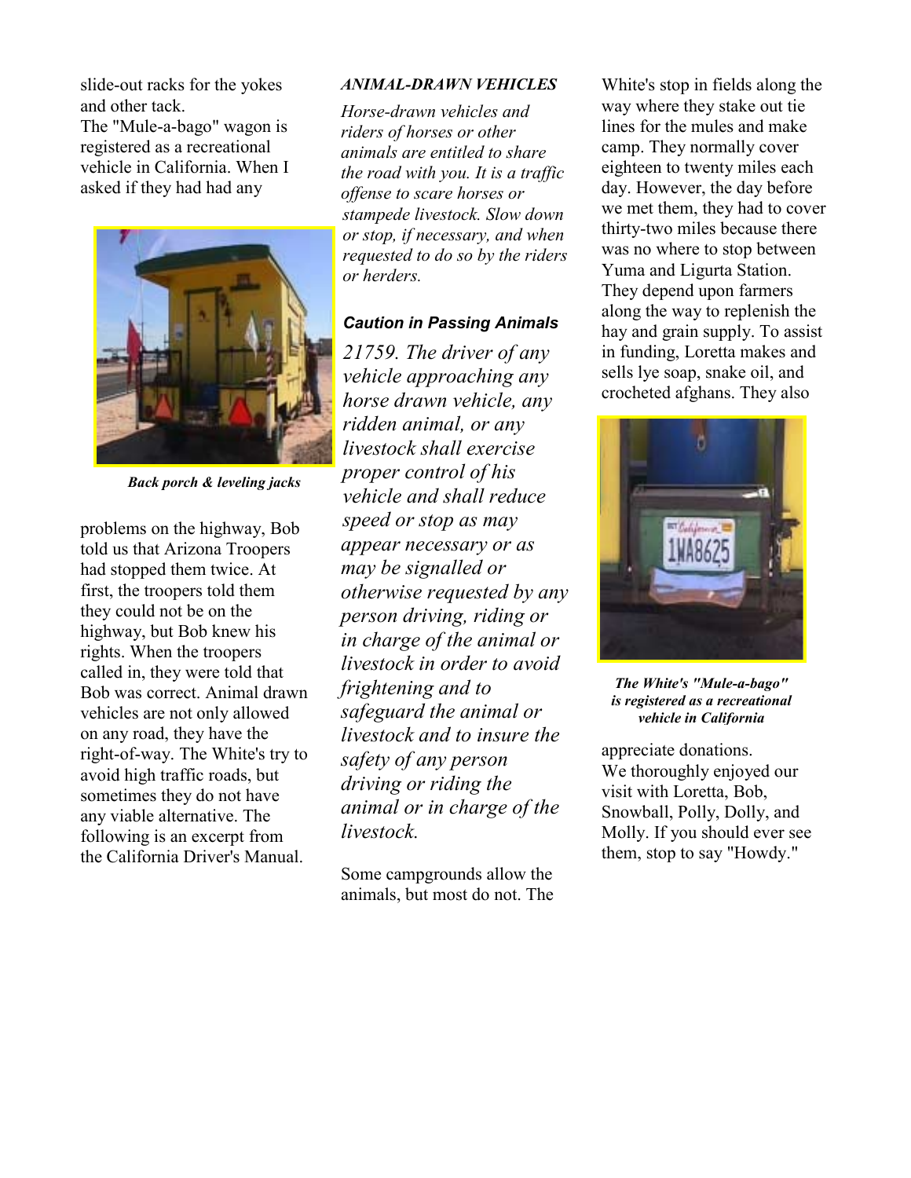slide-out racks for the yokes and other tack.

The "Mule-a-bago" wagon is registered as a recreational vehicle in California. When I asked if they had had any problems on the highway, Bob told us that Arizona Troopers had stopped them twice. At first, the troopers told them they could not be on the highway, but Bob knew his rights. When the troopers called in, they were told that Bob was correct. Animal drawn vehicles are not only allowed on any road, they have the right-of-way. The White's try to avoid high traffic roads, but sometimes they do not have any viable alternative. The following is an excerpt from the California Driver's Manual.

***Back porch & leveling jacks***

***ANIMAL-DRAWN VEHICLES***

*Horse-drawn vehicles and riders of horses or other animals are entitled to share the road with you. It is a traffic offense to scare horses or stampede livestock. Slow down or stop, if necessary, and when requested to do so by the riders or herders.*

***Caution in Passing Animals***

*21759. The driver of any vehicle approaching any horse drawn vehicle, any ridden animal, or any livestock shall exercise proper control of his vehicle and shall reduce speed or stop as may appear necessary or as may be signalled or otherwise requested by any person driving, riding or in charge of the animal or livestock in order to avoid frightening and to safeguard the animal or livestock and to insure the safety of any person driving or riding the animal or in charge of the livestock.*

Some campgrounds allow the animals, but most do not. The White's stop in fields along the way where they stake out tie lines for the mules and make camp. They normally cover eighteen to twenty miles each day. However, the day before we met them, they had to cover thirty-two miles because there was no where to stop between Yuma and Ligurta Station. They depend upon farmers along the way to replenish the hay and grain supply. To assist in funding, Loretta makes and sells lye soap, snake oil, and crocheted afghans. They also appreciate donations.

***The White's "Mule-a-bago" is registered as a recreational vehicle in California***

We thoroughly enjoyed our visit with Loretta, Bob, Snowball, Polly, Dolly, and Molly. If you should ever see them, stop to say "Howdy."